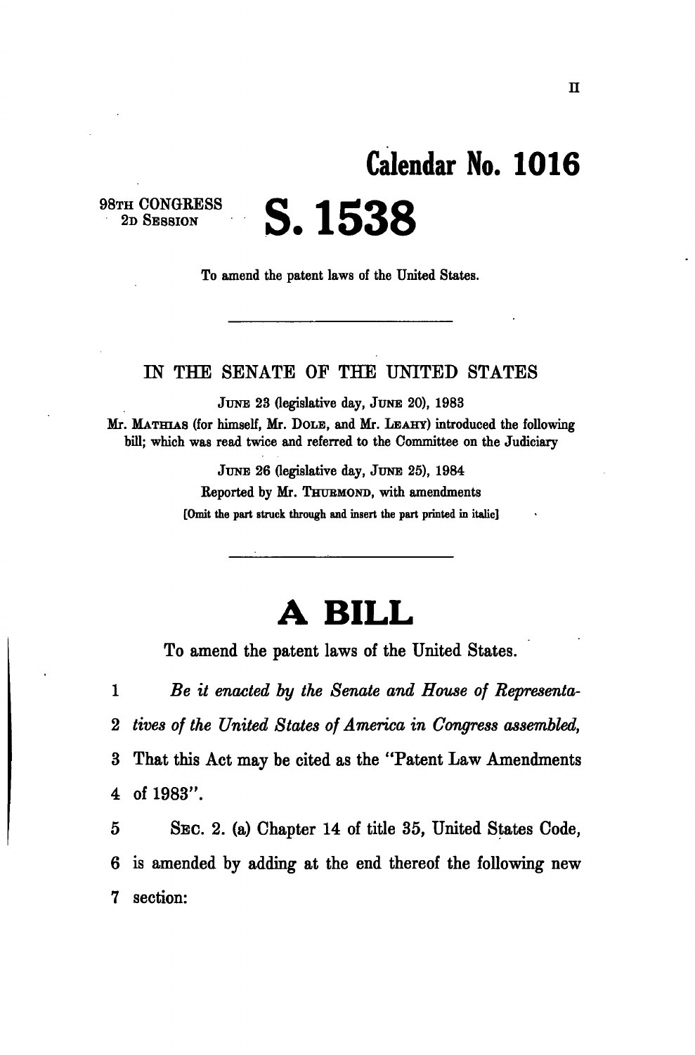II

# Calendar No. 1016

98TH CONGRESS
2D SESSION

# S. 1538

To amend the patent laws of the United States.

---

IN THE SENATE OF THE UNITED STATES

JUNE 23 (legislative day, JUNE 20), 1983

Mr. MATHIAS (for himself, Mr. DOLE, and Mr. LEAHY) introduced the following bill; which was read twice and referred to the Committee on the Judiciary

JUNE 26 (legislative day, JUNE 25), 1984

Reported by Mr. THURMOND, with amendments

[Omit the part struck through and insert the part printed in italic]

---

# A BILL

To amend the patent laws of the United States.

1 *Be it enacted by the Senate and House of Representa-*
2 *tives of the United States of America in Congress assembled,*
3 That this Act may be cited as the "Patent Law Amendments
4 of 1983".

5 SEC. 2. (a) Chapter 14 of title 35, United States Code,
6 is amended by adding at the end thereof the following new
7 section: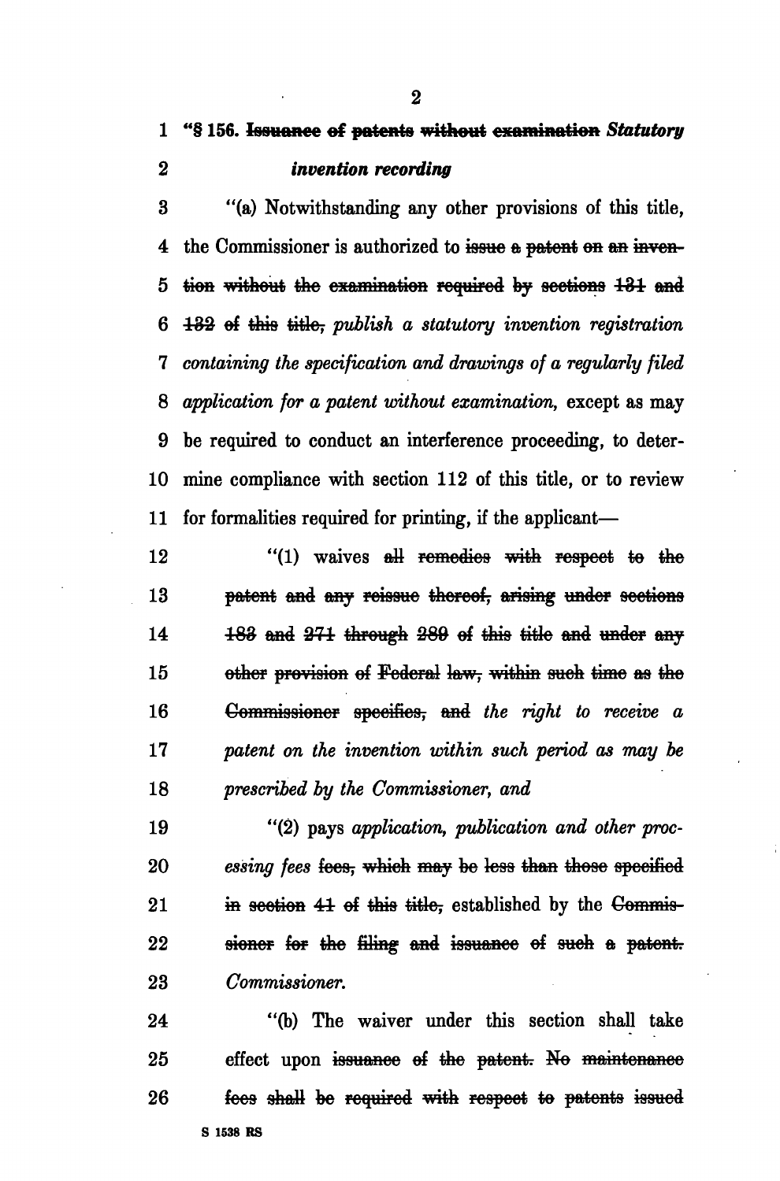"§ 156. ~~Issuance of patents without examination~~ *Statutory invention recording*

"(a) Notwithstanding any other provisions of this title, the Commissioner is authorized to ~~issue a patent on an invention without the examination required by sections 131 and 132 of this title,~~ *publish a statutory invention registration containing the specification and drawings of a regularly filed application for a patent without examination,* except as may be required to conduct an interference proceeding, to determine compliance with section 112 of this title, or to review for formalities required for printing, if the applicant—

"(1) waives ~~all remedies with respect to the patent and any reissue thereof, arising under sections 183 and 271 through 289 of this title and under any other provision of Federal law, within such time as the Commissioner specifies, and~~ *the right to receive a patent on the invention within such period as may be prescribed by the Commissioner, and*

"(2) pays *application, publication and other processing fees* ~~fees, which may be less than those specified in section 41 of this title,~~ established by the ~~Commissioner for the filing and issuance of such a patent.~~ *Commissioner.*

"(b) The waiver under this section shall take effect upon ~~issuance of the patent. No maintenance fees shall be required with respect to patents issued~~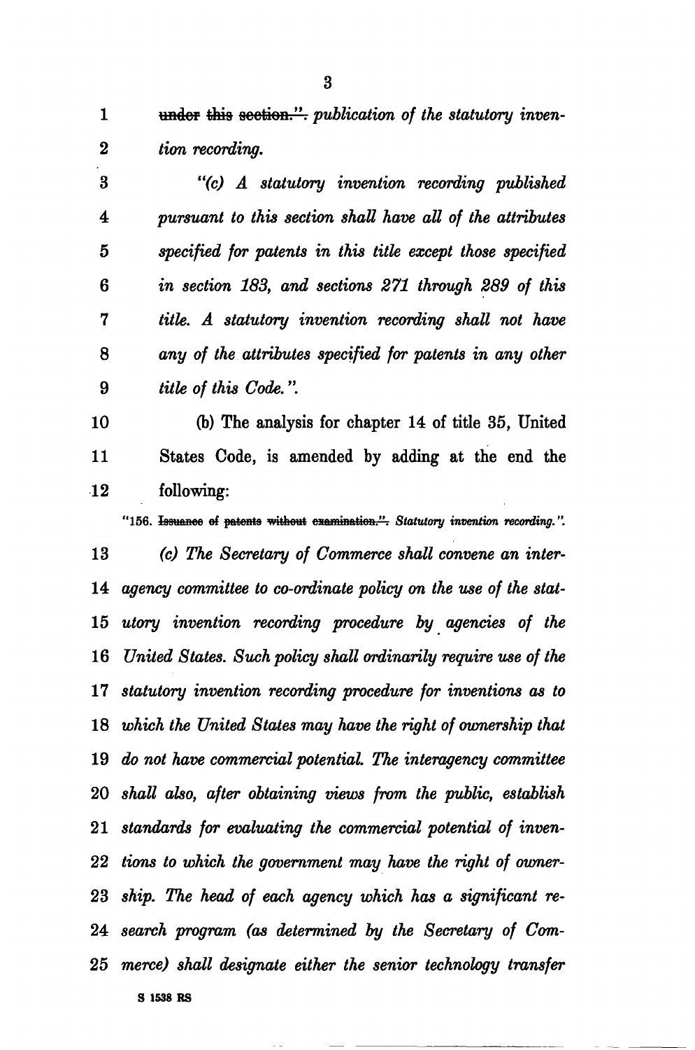~~under this section.".~~ *publication of the statutory invention recording.*

*"(c) A statutory invention recording published pursuant to this section shall have all of the attributes specified for patents in this title except those specified in section 183, and sections 271 through 289 of this title. A statutory invention recording shall not have any of the attributes specified for patents in any other title of this Code.".*

(b) The analysis for chapter 14 of title 35, United States Code, is amended by adding at the end the following:

"156. ~~Issuance of patents without examination.".~~ *Statutory invention recording.".*

*(c) The Secretary of Commerce shall convene an interagency committee to co-ordinate policy on the use of the statutory invention recording procedure by agencies of the United States. Such policy shall ordinarily require use of the statutory invention recording procedure for inventions as to which the United States may have the right of ownership that do not have commercial potential. The interagency committee shall also, after obtaining views from the public, establish standards for evaluating the commercial potential of inventions to which the government may have the right of ownership. The head of each agency which has a significant research program (as determined by the Secretary of Commerce) shall designate either the senior technology transfer*

S 1538 RS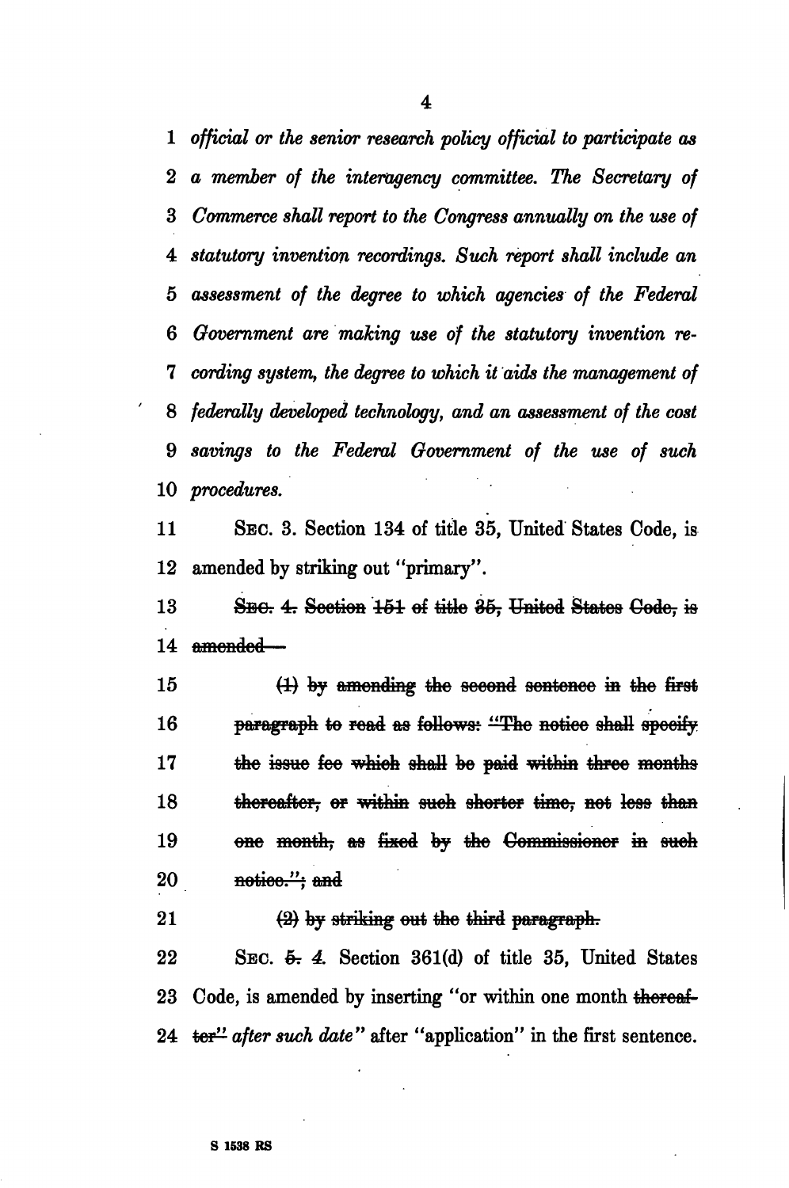1 *official or the senior research policy official to participate as*
2 *a member of the interagency committee. The Secretary of*
3 *Commerce shall report to the Congress annually on the use of*
4 *statutory invention recordings. Such report shall include an*
5 *assessment of the degree to which agencies of the Federal*
6 *Government are making use of the statutory invention re-*
7 *cording system, the degree to which it aids the management of*
8 *federally developed technology, and an assessment of the cost*
9 *savings to the Federal Government of the use of such*
10 *procedures.*

11 SEC. 3. Section 134 of title 35, United States Code, is
12 amended by striking out "primary".

13 ~~SEC. 4. Section 151 of title 35, United States Code, is~~
14 ~~amended—~~

15 ~~(1) by amending the second sentence in the first~~
16 ~~paragraph to read as follows: "The notice shall specify~~
17 ~~the issue fee which shall be paid within three months~~
18 ~~thereafter, or within such shorter time, not less than~~
19 ~~one month, as fixed by the Commissioner in such~~
20 ~~notice."; and~~

21 ~~(2) by striking out the third paragraph.~~

22 SEC. ~~5.~~ *4.* Section 361(d) of title 35, United States
23 Code, is amended by inserting "or within one month ~~thereaf-~~
24 ~~ter"~~ *after such date*" after "application" in the first sentence.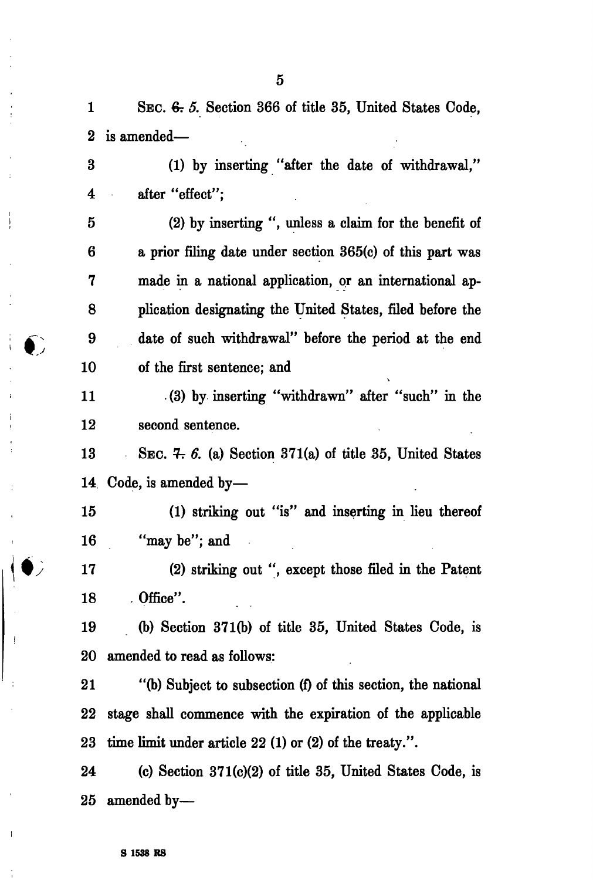SEC. ~~6.~~ *5.* Section 366 of title 35, United States Code, is amended—

(1) by inserting "after the date of withdrawal," after "effect";

(2) by inserting ", unless a claim for the benefit of a prior filing date under section 365(c) of this part was made in a national application, or an international application designating the United States, filed before the date of such withdrawal" before the period at the end of the first sentence; and

(3) by inserting "withdrawn" after "such" in the second sentence.

SEC. ~~7.~~ *6.* (a) Section 371(a) of title 35, United States Code, is amended by—

(1) striking out "is" and inserting in lieu thereof "may be"; and

(2) striking out ", except those filed in the Patent Office".

(b) Section 371(b) of title 35, United States Code, is amended to read as follows:

"(b) Subject to subsection (f) of this section, the national stage shall commence with the expiration of the applicable time limit under article 22 (1) or (2) of the treaty.".

(c) Section 371(c)(2) of title 35, United States Code, is amended by—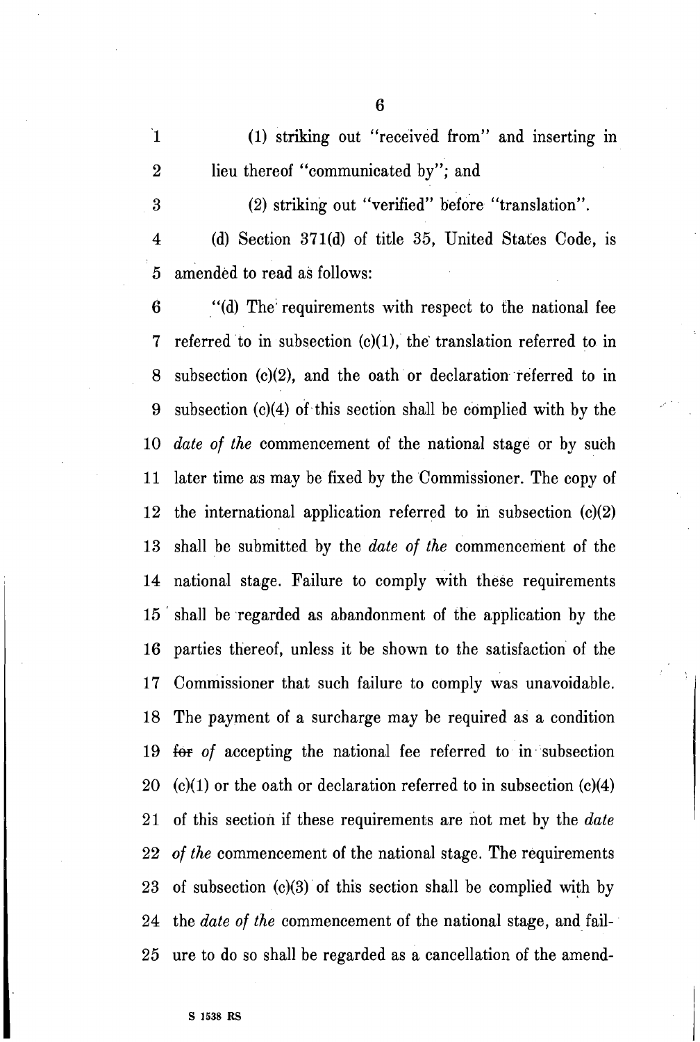(1) striking out "received from" and inserting in lieu thereof "communicated by"; and

(2) striking out "verified" before "translation".

(d) Section 371(d) of title 35, United States Code, is amended to read as follows:

"(d) The requirements with respect to the national fee referred to in subsection (c)(1), the translation referred to in subsection (c)(2), and the oath or declaration referred to in subsection (c)(4) of this section shall be complied with by the *date of the* commencement of the national stage or by such later time as may be fixed by the Commissioner. The copy of the international application referred to in subsection (c)(2) shall be submitted by the *date of the* commencement of the national stage. Failure to comply with these requirements shall be regarded as abandonment of the application by the parties thereof, unless it be shown to the satisfaction of the Commissioner that such failure to comply was unavoidable. The payment of a surcharge may be required as a condition ~~for~~ *of* accepting the national fee referred to in subsection (c)(1) or the oath or declaration referred to in subsection (c)(4) of this section if these requirements are not met by the *date of the* commencement of the national stage. The requirements of subsection (c)(3) of this section shall be complied with by the *date of the* commencement of the national stage, and failure to do so shall be regarded as a cancellation of the amend-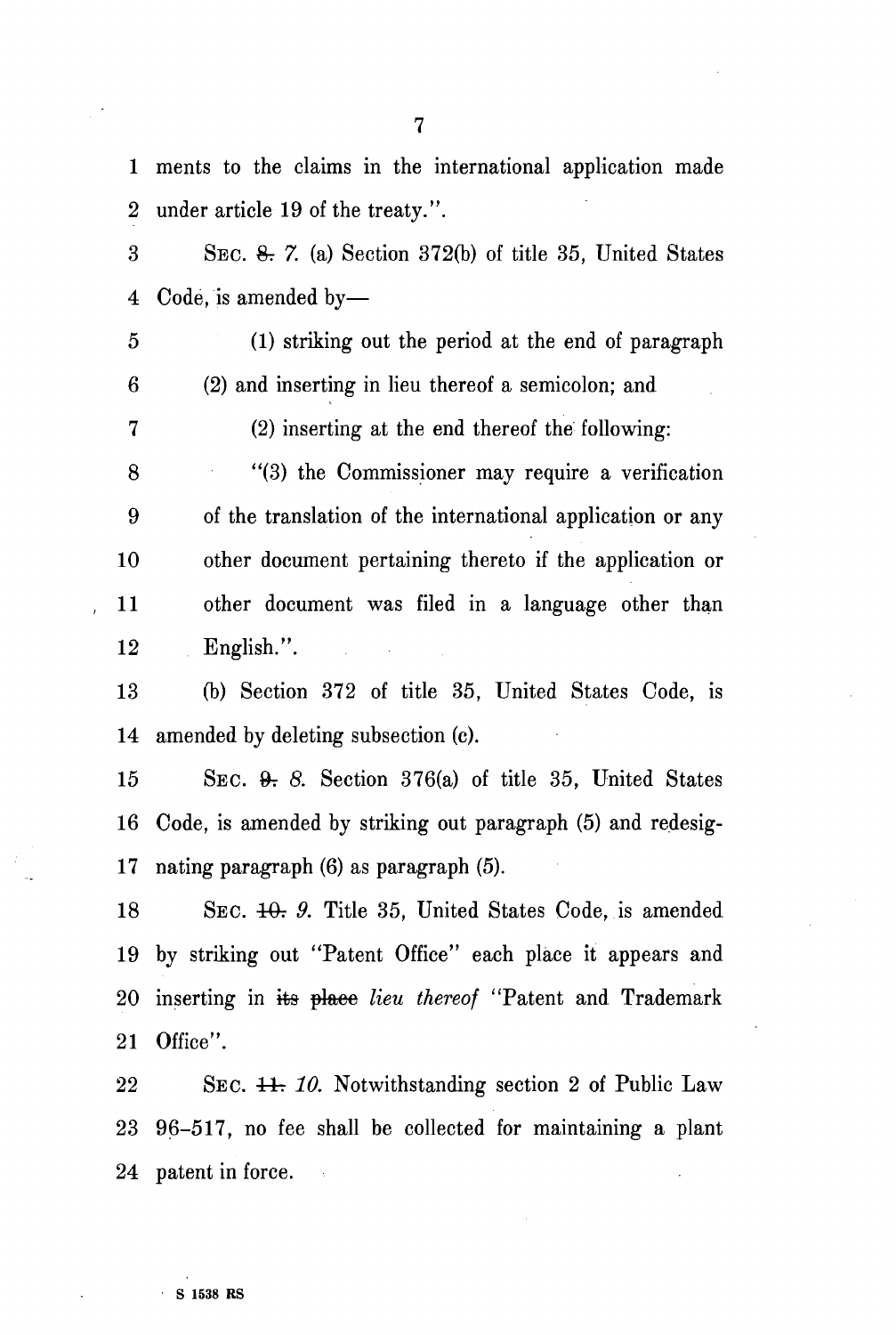ments to the claims in the international application made under article 19 of the treaty.".

SEC. ~~8.~~ *7.* (a) Section 372(b) of title 35, United States Code, is amended by—

(1) striking out the period at the end of paragraph (2) and inserting in lieu thereof a semicolon; and

(2) inserting at the end thereof the following:

"(3) the Commissioner may require a verification of the translation of the international application or any other document pertaining thereto if the application or other document was filed in a language other than English.".

(b) Section 372 of title 35, United States Code, is amended by deleting subsection (c).

SEC. ~~9.~~ *8.* Section 376(a) of title 35, United States Code, is amended by striking out paragraph (5) and redesignating paragraph (6) as paragraph (5).

SEC. ~~10.~~ *9.* Title 35, United States Code, is amended by striking out "Patent Office" each place it appears and inserting in ~~its place~~ *lieu thereof* "Patent and Trademark Office".

SEC. ~~11.~~ *10.* Notwithstanding section 2 of Public Law 96–517, no fee shall be collected for maintaining a plant patent in force.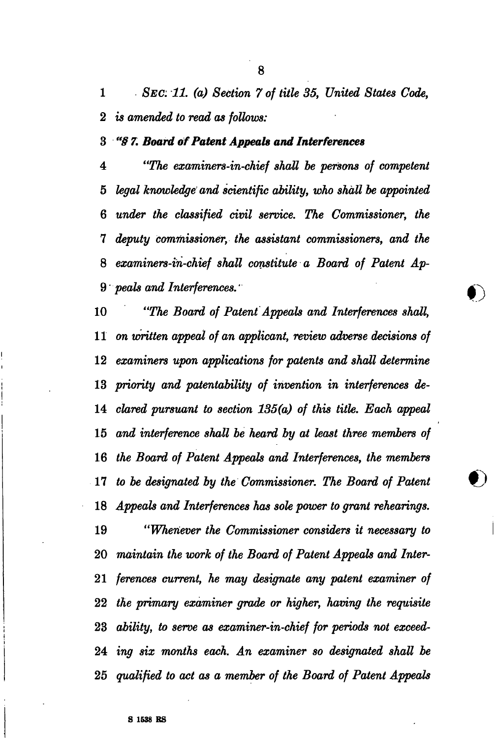*SEC. 11. (a) Section 7 of title 35, United States Code, is amended to read as follows:*

***"§ 7. Board of Patent Appeals and Interferences***

*"The examiners-in-chief shall be persons of competent legal knowledge and scientific ability, who shall be appointed under the classified civil service. The Commissioner, the deputy commissioner, the assistant commissioners, and the examiners-in-chief shall constitute a Board of Patent Appeals and Interferences.*

*"The Board of Patent Appeals and Interferences shall, on written appeal of an applicant, review adverse decisions of examiners upon applications for patents and shall determine priority and patentability of invention in interferences declared pursuant to section 135(a) of this title. Each appeal and interference shall be heard by at least three members of the Board of Patent Appeals and Interferences, the members to be designated by the Commissioner. The Board of Patent Appeals and Interferences has sole power to grant rehearings.*

*"Whenever the Commissioner considers it necessary to maintain the work of the Board of Patent Appeals and Interferences current, he may designate any patent examiner of the primary examiner grade or higher, having the requisite ability, to serve as examiner-in-chief for periods not exceeding six months each. An examiner so designated shall be qualified to act as a member of the Board of Patent Appeals*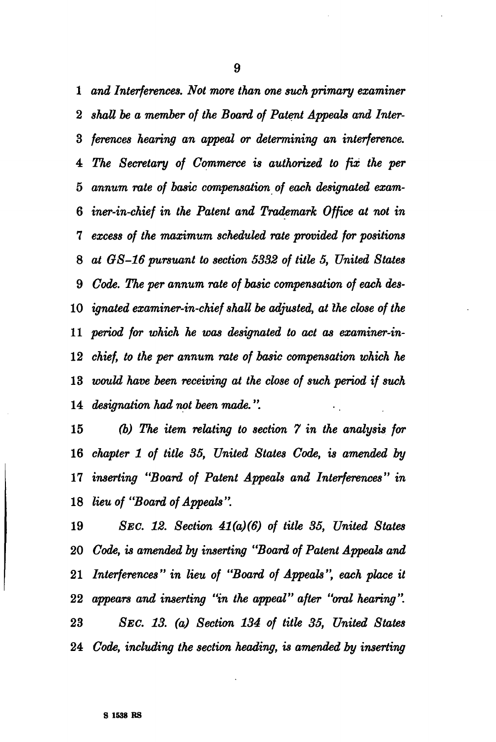*and Interferences. Not more than one such primary examiner shall be a member of the Board of Patent Appeals and Interferences hearing an appeal or determining an interference. The Secretary of Commerce is authorized to fix the per annum rate of basic compensation of each designated examiner-in-chief in the Patent and Trademark Office at not in excess of the maximum scheduled rate provided for positions at GS–16 pursuant to section 5332 of title 5, United States Code. The per annum rate of basic compensation of each designated examiner-in-chief shall be adjusted, at the close of the period for which he was designated to act as examiner-in-chief, to the per annum rate of basic compensation which he would have been receiving at the close of such period if such designation had not been made.".*

*(b) The item relating to section 7 in the analysis for chapter 1 of title 35, United States Code, is amended by inserting "Board of Patent Appeals and Interferences" in lieu of "Board of Appeals".*

*SEC. 12. Section 41(a)(6) of title 35, United States Code, is amended by inserting "Board of Patent Appeals and Interferences" in lieu of "Board of Appeals", each place it appears and inserting "in the appeal" after "oral hearing".*

*SEC. 13. (a) Section 134 of title 35, United States Code, including the section heading, is amended by inserting*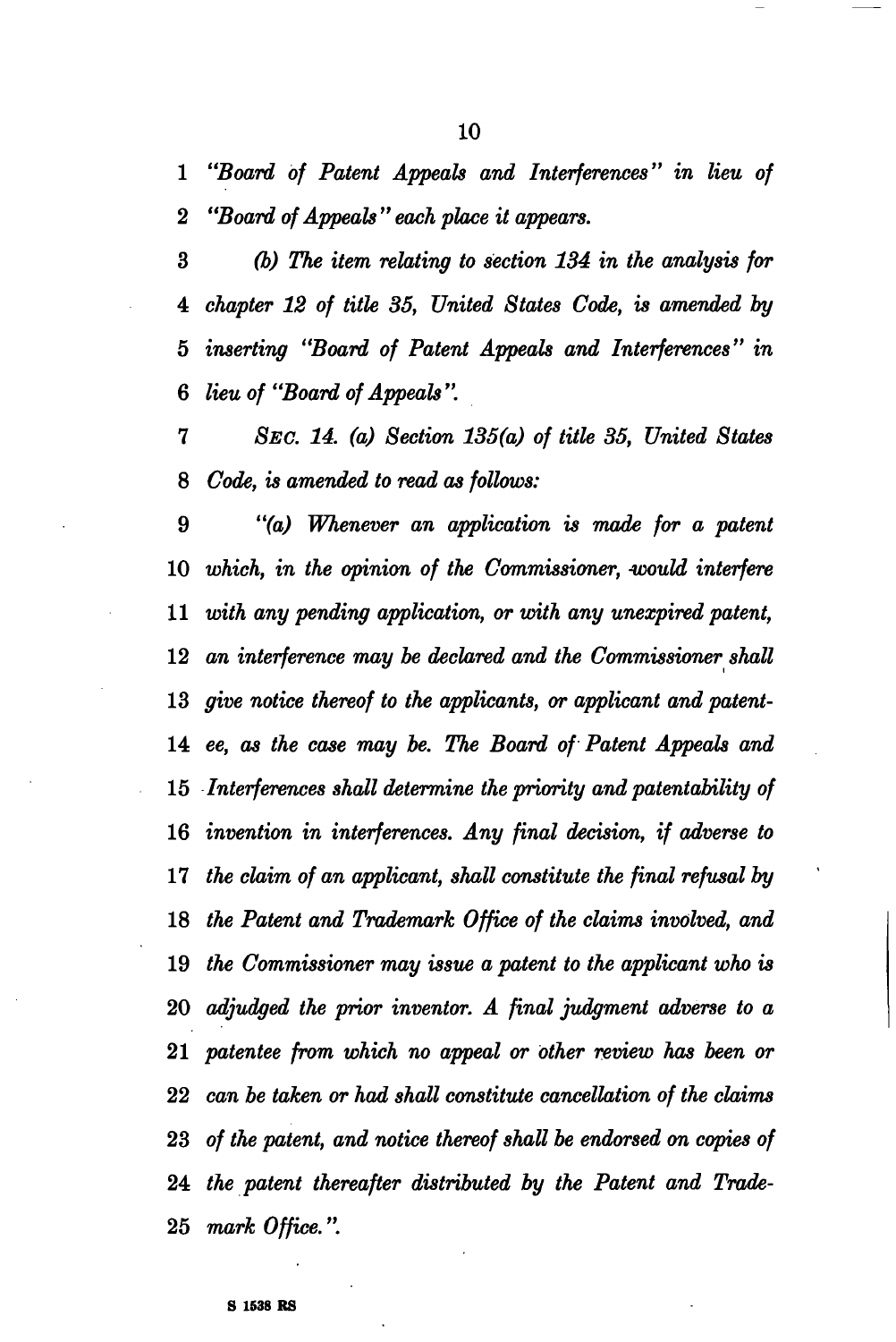*"Board of Patent Appeals and Interferences" in lieu of "Board of Appeals" each place it appears.*

*(b) The item relating to section 134 in the analysis for chapter 12 of title 35, United States Code, is amended by inserting "Board of Patent Appeals and Interferences" in lieu of "Board of Appeals".*

*SEC. 14. (a) Section 135(a) of title 35, United States Code, is amended to read as follows:*

*"(a) Whenever an application is made for a patent which, in the opinion of the Commissioner, would interfere with any pending application, or with any unexpired patent, an interference may be declared and the Commissioner shall give notice thereof to the applicants, or applicant and patentee, as the case may be. The Board of Patent Appeals and Interferences shall determine the priority and patentability of invention in interferences. Any final decision, if adverse to the claim of an applicant, shall constitute the final refusal by the Patent and Trademark Office of the claims involved, and the Commissioner may issue a patent to the applicant who is adjudged the prior inventor. A final judgment adverse to a patentee from which no appeal or other review has been or can be taken or had shall constitute cancellation of the claims of the patent, and notice thereof shall be endorsed on copies of the patent thereafter distributed by the Patent and Trademark Office.".*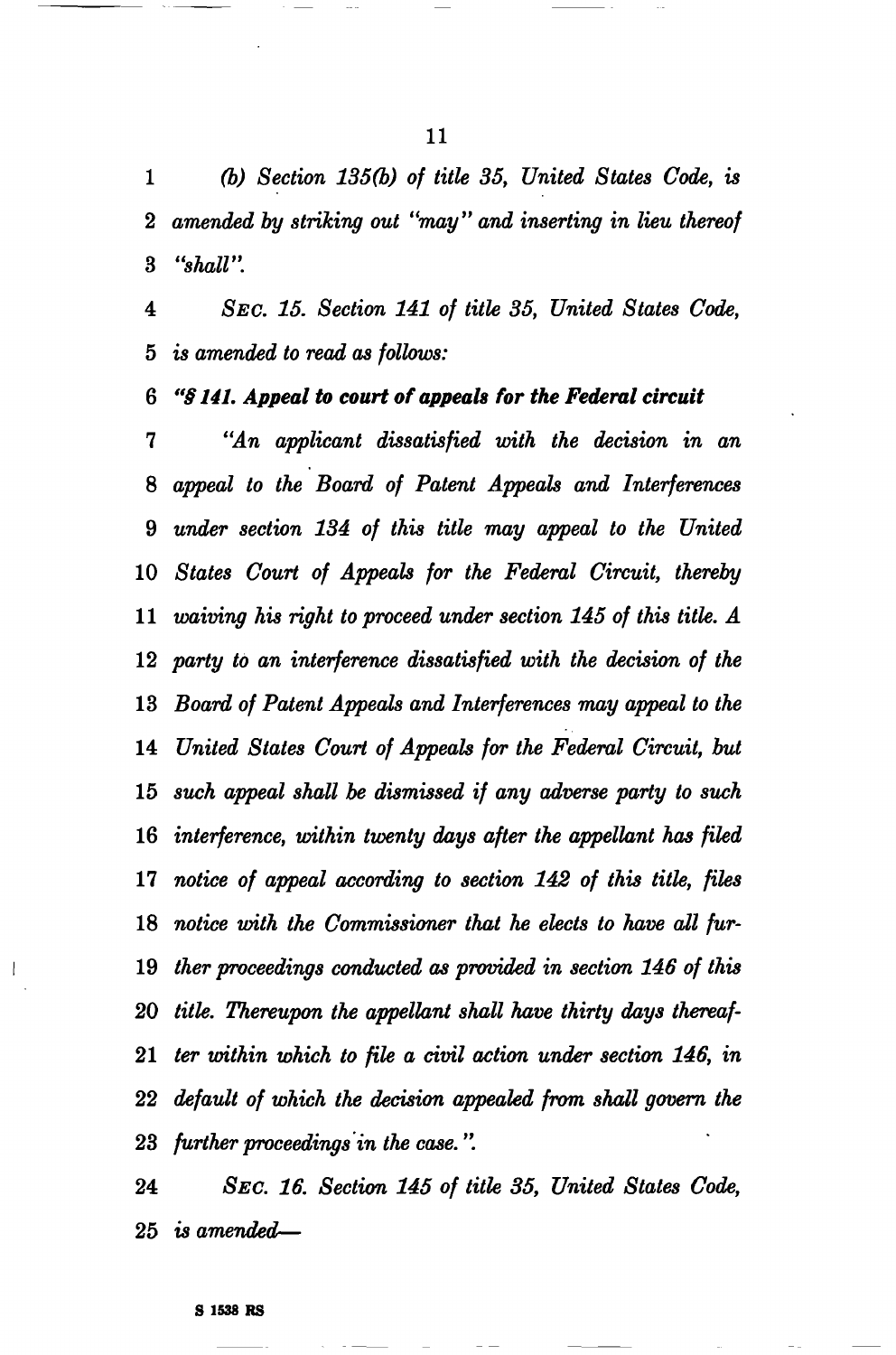*(b) Section 135(b) of title 35, United States Code, is amended by striking out "may" and inserting in lieu thereof "shall".*

*SEC. 15. Section 141 of title 35, United States Code, is amended to read as follows:*

***"§ 141. Appeal to court of appeals for the Federal circuit***

*"An applicant dissatisfied with the decision in an appeal to the Board of Patent Appeals and Interferences under section 134 of this title may appeal to the United States Court of Appeals for the Federal Circuit, thereby waiving his right to proceed under section 145 of this title. A party to an interference dissatisfied with the decision of the Board of Patent Appeals and Interferences may appeal to the United States Court of Appeals for the Federal Circuit, but such appeal shall be dismissed if any adverse party to such interference, within twenty days after the appellant has filed notice of appeal according to section 142 of this title, files notice with the Commissioner that he elects to have all further proceedings conducted as provided in section 146 of this title. Thereupon the appellant shall have thirty days thereafter within which to file a civil action under section 146, in default of which the decision appealed from shall govern the further proceedings in the case.".*

*SEC. 16. Section 145 of title 35, United States Code, is amended—*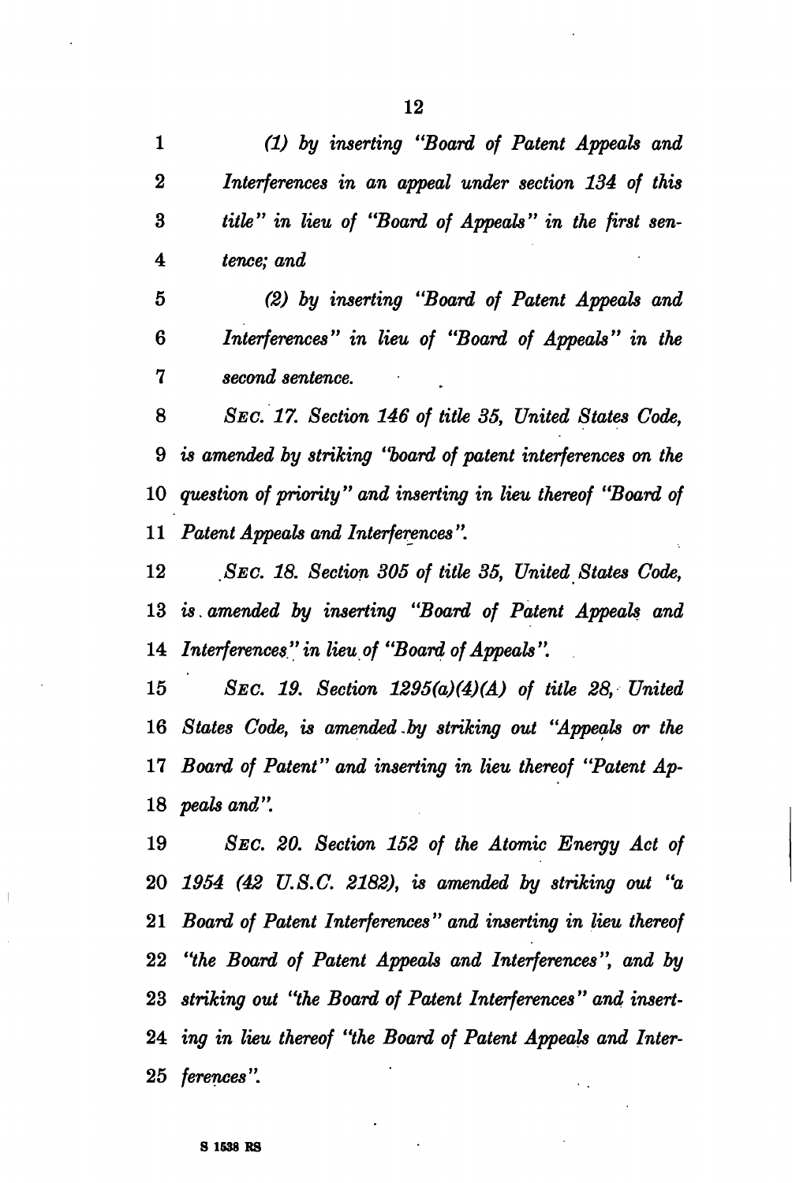*(1) by inserting "Board of Patent Appeals and Interferences in an appeal under section 134 of this title" in lieu of "Board of Appeals" in the first sentence; and*

*(2) by inserting "Board of Patent Appeals and Interferences" in lieu of "Board of Appeals" in the second sentence.*

*SEC. 17. Section 146 of title 35, United States Code, is amended by striking "board of patent interferences on the question of priority" and inserting in lieu thereof "Board of Patent Appeals and Interferences".*

*SEC. 18. Section 305 of title 35, United States Code, is amended by inserting "Board of Patent Appeals and Interferences" in lieu of "Board of Appeals".*

*SEC. 19. Section 1295(a)(4)(A) of title 28, United States Code, is amended by striking out "Appeals or the Board of Patent" and inserting in lieu thereof "Patent Appeals and".*

*SEC. 20. Section 152 of the Atomic Energy Act of 1954 (42 U.S.C. 2182), is amended by striking out "a Board of Patent Interferences" and inserting in lieu thereof "the Board of Patent Appeals and Interferences", and by striking out "the Board of Patent Interferences" and inserting in lieu thereof "the Board of Patent Appeals and Interferences".*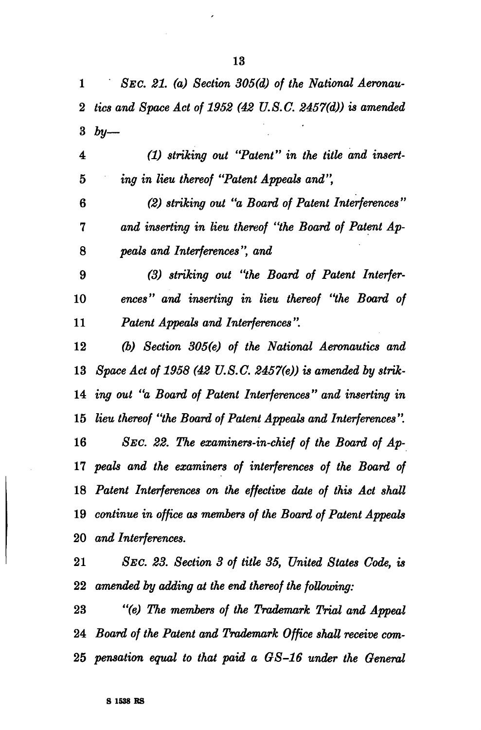*SEC. 21. (a) Section 305(d) of the National Aeronautics and Space Act of 1952 (42 U.S.C. 2457(d)) is amended by—*

*(1) striking out "Patent" in the title and inserting in lieu thereof "Patent Appeals and",*

*(2) striking out "a Board of Patent Interferences" and inserting in lieu thereof "the Board of Patent Appeals and Interferences", and*

*(3) striking out "the Board of Patent Interferences" and inserting in lieu thereof "the Board of Patent Appeals and Interferences".*

*(b) Section 305(e) of the National Aeronautics and Space Act of 1958 (42 U.S.C. 2457(e)) is amended by striking out "a Board of Patent Interferences" and inserting in lieu thereof "the Board of Patent Appeals and Interferences".*

*SEC. 22. The examiners-in-chief of the Board of Appeals and the examiners of interferences of the Board of Patent Interferences on the effective date of this Act shall continue in office as members of the Board of Patent Appeals and Interferences.*

*SEC. 23. Section 3 of title 35, United States Code, is amended by adding at the end thereof the following:*

*"(e) The members of the Trademark Trial and Appeal Board of the Patent and Trademark Office shall receive compensation equal to that paid a GS–16 under the General*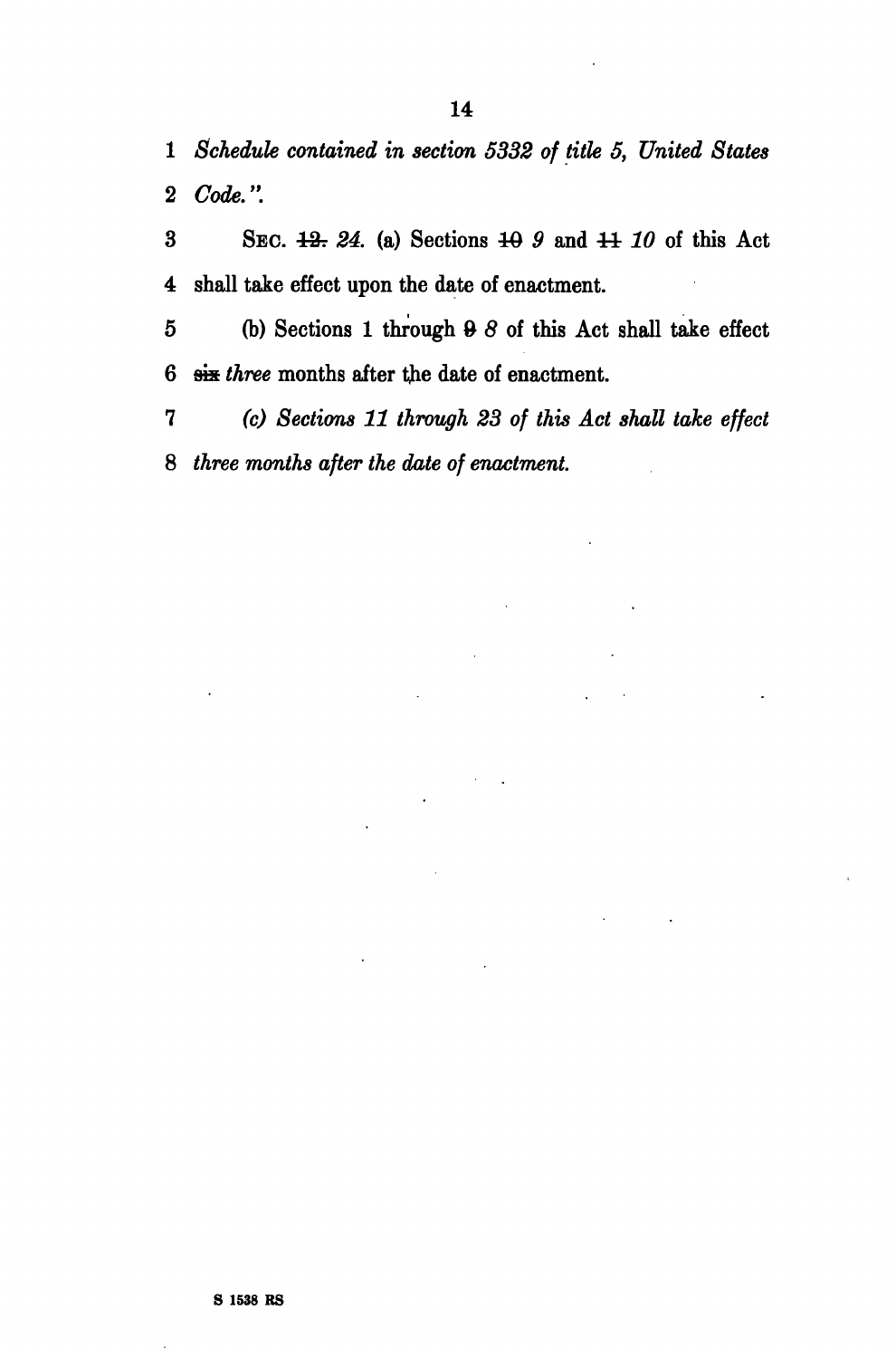*Schedule contained in section 5332 of title 5, United States Code.".*

SEC. ~~12.~~ *24.* (a) Sections ~~10~~ *9* and ~~11~~ *10* of this Act shall take effect upon the date of enactment.

(b) Sections 1 through ~~9~~ *8* of this Act shall take effect ~~six~~ *three* months after the date of enactment.

*(c) Sections 11 through 23 of this Act shall take effect three months after the date of enactment.*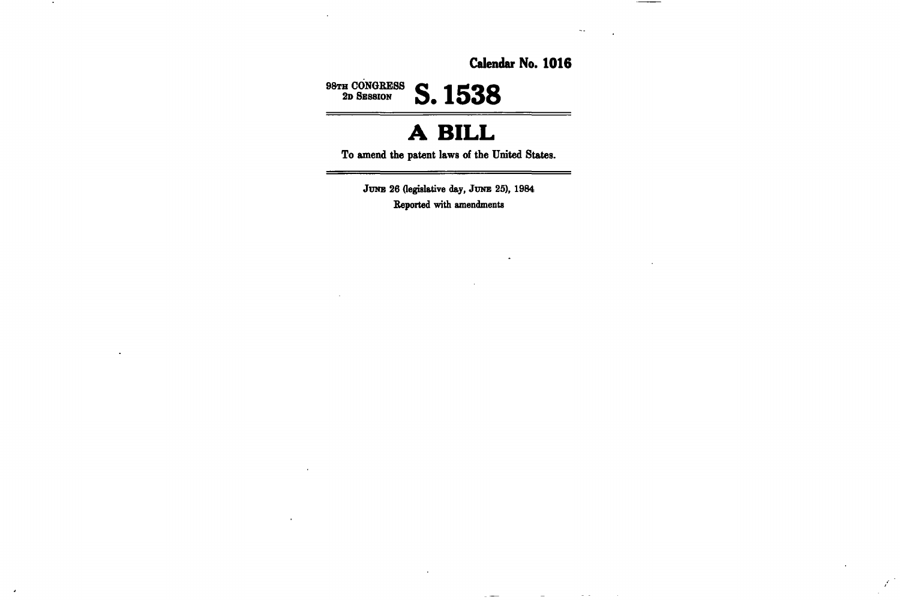Calendar No. 1016

98TH CONGRESS
2D SESSION

# S. 1538

# A BILL

To amend the patent laws of the United States.

JUNE 26 (legislative day, JUNE 25), 1984

Reported with amendments